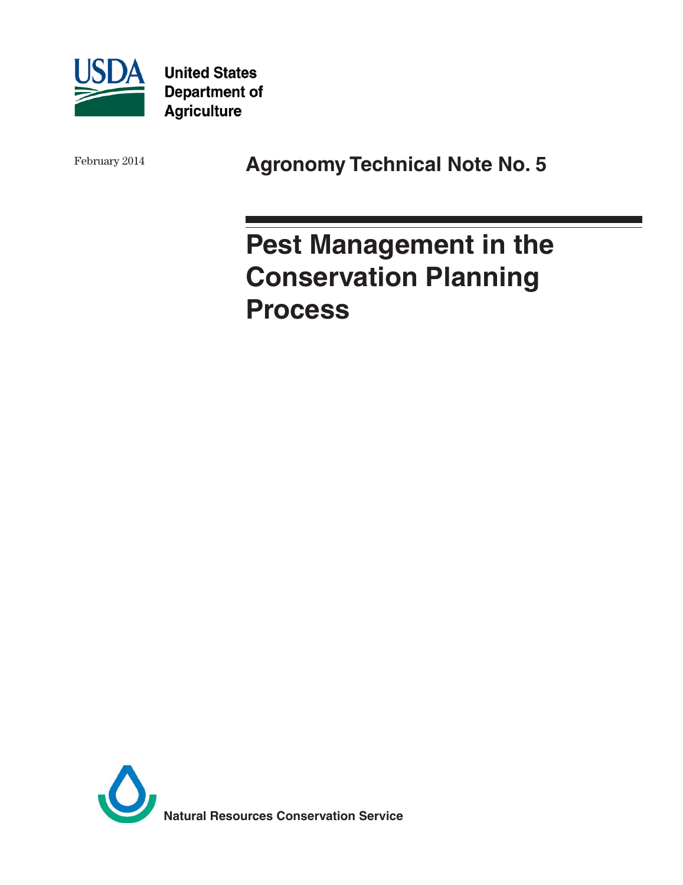United States Department of Agriculture

February 2014

## Agronomy Technical Note No. 5

# Pest Management in the Conservation Planning Process

Natural Resources Conservation Service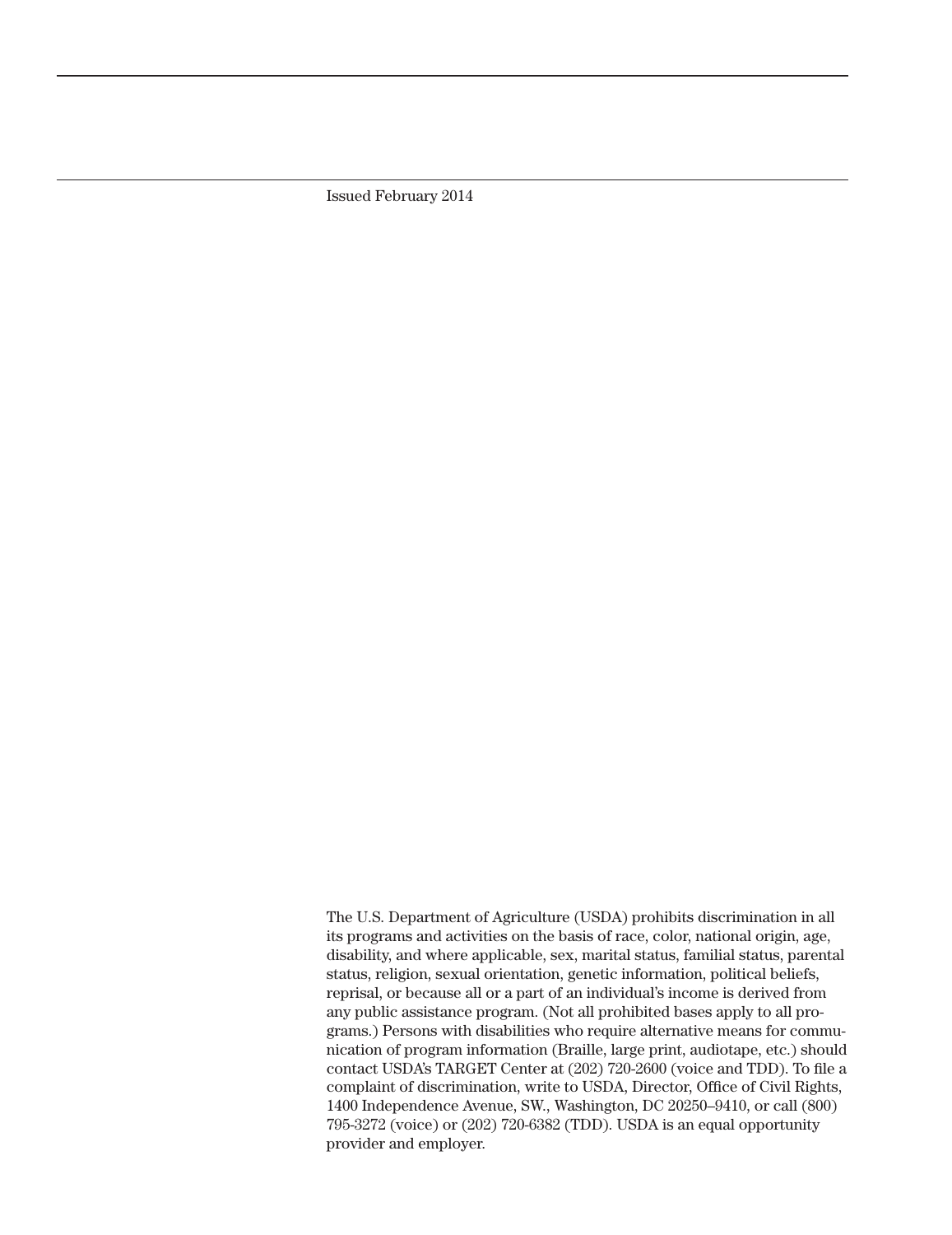Issued February 2014

The U.S. Department of Agriculture (USDA) prohibits discrimination in all its programs and activities on the basis of race, color, national origin, age, disability, and where applicable, sex, marital status, familial status, parental status, religion, sexual orientation, genetic information, political beliefs, reprisal, or because all or a part of an individual's income is derived from any public assistance program. (Not all prohibited bases apply to all programs.) Persons with disabilities who require alternative means for communication of program information (Braille, large print, audiotape, etc.) should contact USDA's TARGET Center at (202) 720-2600 (voice and TDD). To file a complaint of discrimination, write to USDA, Director, Office of Civil Rights, 1400 Independence Avenue, SW., Washington, DC 20250–9410, or call (800) 795-3272 (voice) or (202) 720-6382 (TDD). USDA is an equal opportunity provider and employer.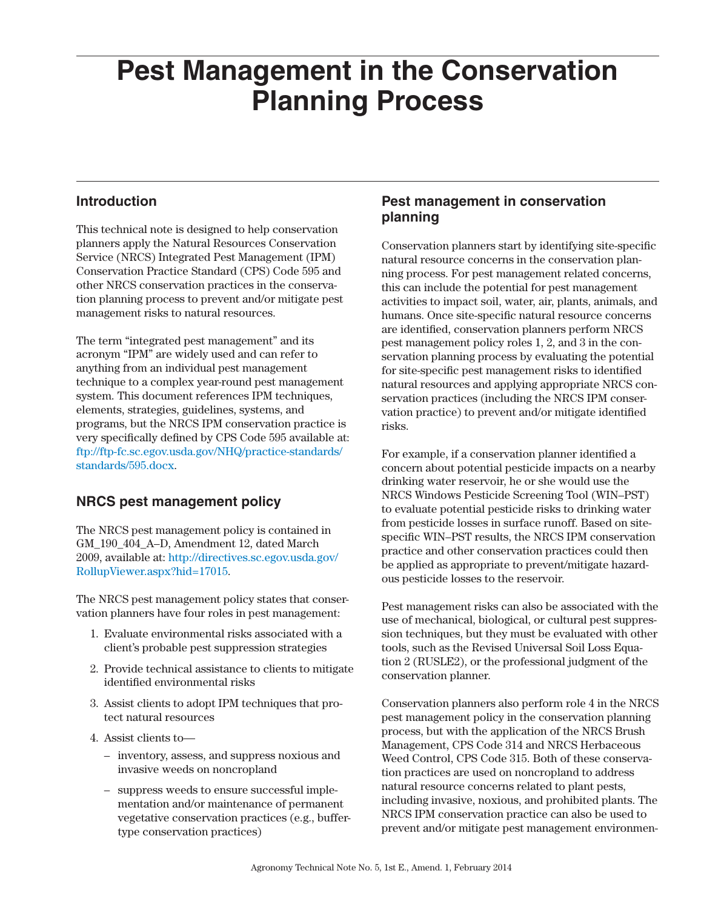# Pest Management in the Conservation Planning Process

## Introduction

This technical note is designed to help conservation planners apply the Natural Resources Conservation Service (NRCS) Integrated Pest Management (IPM) Conservation Practice Standard (CPS) Code 595 and other NRCS conservation practices in the conservation planning process to prevent and/or mitigate pest management risks to natural resources.

The term "integrated pest management" and its acronym "IPM" are widely used and can refer to anything from an individual pest management technique to a complex year-round pest management system. This document references IPM techniques, elements, strategies, guidelines, systems, and programs, but the NRCS IPM conservation practice is very specifically defined by CPS Code 595 available at: ftp://ftp-fc.sc.egov.usda.gov/NHQ/practice-standards/standards/595.docx.

## NRCS pest management policy

The NRCS pest management policy is contained in GM_190_404_A–D, Amendment 12, dated March 2009, available at: http://directives.sc.egov.usda.gov/RollupViewer.aspx?hid=17015.

The NRCS pest management policy states that conservation planners have four roles in pest management:

1. Evaluate environmental risks associated with a client's probable pest suppression strategies
2. Provide technical assistance to clients to mitigate identified environmental risks
3. Assist clients to adopt IPM techniques that protect natural resources
4. Assist clients to—
   - inventory, assess, and suppress noxious and invasive weeds on noncropland
   - suppress weeds to ensure successful implementation and/or maintenance of permanent vegetative conservation practices (e.g., buffer-type conservation practices)

## Pest management in conservation planning

Conservation planners start by identifying site-specific natural resource concerns in the conservation planning process. For pest management related concerns, this can include the potential for pest management activities to impact soil, water, air, plants, animals, and humans. Once site-specific natural resource concerns are identified, conservation planners perform NRCS pest management policy roles 1, 2, and 3 in the conservation planning process by evaluating the potential for site-specific pest management risks to identified natural resources and applying appropriate NRCS conservation practices (including the NRCS IPM conservation practice) to prevent and/or mitigate identified risks.

For example, if a conservation planner identified a concern about potential pesticide impacts on a nearby drinking water reservoir, he or she would use the NRCS Windows Pesticide Screening Tool (WIN–PST) to evaluate potential pesticide risks to drinking water from pesticide losses in surface runoff. Based on site-specific WIN–PST results, the NRCS IPM conservation practice and other conservation practices could then be applied as appropriate to prevent/mitigate hazardous pesticide losses to the reservoir.

Pest management risks can also be associated with the use of mechanical, biological, or cultural pest suppression techniques, but they must be evaluated with other tools, such as the Revised Universal Soil Loss Equation 2 (RUSLE2), or the professional judgment of the conservation planner.

Conservation planners also perform role 4 in the NRCS pest management policy in the conservation planning process, but with the application of the NRCS Brush Management, CPS Code 314 and NRCS Herbaceous Weed Control, CPS Code 315. Both of these conservation practices are used on noncropland to address natural resource concerns related to plant pests, including invasive, noxious, and prohibited plants. The NRCS IPM conservation practice can also be used to prevent and/or mitigate pest management environmen-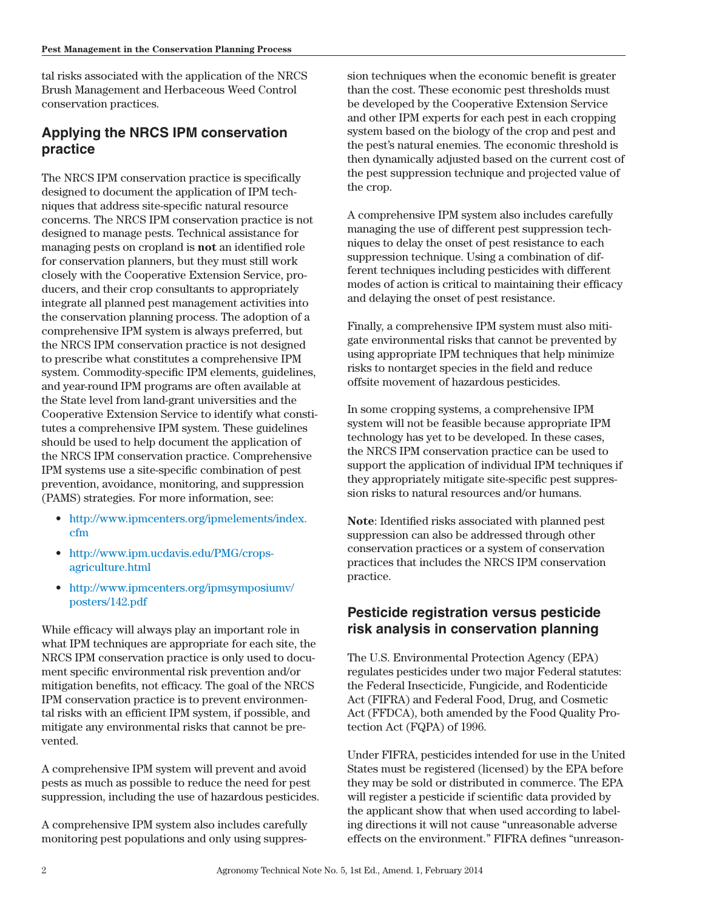tal risks associated with the application of the NRCS Brush Management and Herbaceous Weed Control conservation practices.

## Applying the NRCS IPM conservation practice

The NRCS IPM conservation practice is specifically designed to document the application of IPM techniques that address site-specific natural resource concerns. The NRCS IPM conservation practice is not designed to manage pests. Technical assistance for managing pests on cropland is **not** an identified role for conservation planners, but they must still work closely with the Cooperative Extension Service, producers, and their crop consultants to appropriately integrate all planned pest management activities into the conservation planning process. The adoption of a comprehensive IPM system is always preferred, but the NRCS IPM conservation practice is not designed to prescribe what constitutes a comprehensive IPM system. Commodity-specific IPM elements, guidelines, and year-round IPM programs are often available at the State level from land-grant universities and the Cooperative Extension Service to identify what constitutes a comprehensive IPM system. These guidelines should be used to help document the application of the NRCS IPM conservation practice. Comprehensive IPM systems use a site-specific combination of pest prevention, avoidance, monitoring, and suppression (PAMS) strategies. For more information, see:

- http://www.ipmcenters.org/ipmelements/index.cfm
- http://www.ipm.ucdavis.edu/PMG/crops-agriculture.html
- http://www.ipmcenters.org/ipmsymposiumv/posters/142.pdf

While efficacy will always play an important role in what IPM techniques are appropriate for each site, the NRCS IPM conservation practice is only used to document specific environmental risk prevention and/or mitigation benefits, not efficacy. The goal of the NRCS IPM conservation practice is to prevent environmental risks with an efficient IPM system, if possible, and mitigate any environmental risks that cannot be prevented.

A comprehensive IPM system will prevent and avoid pests as much as possible to reduce the need for pest suppression, including the use of hazardous pesticides.

A comprehensive IPM system also includes carefully monitoring pest populations and only using suppression techniques when the economic benefit is greater than the cost. These economic pest thresholds must be developed by the Cooperative Extension Service and other IPM experts for each pest in each cropping system based on the biology of the crop and pest and the pest's natural enemies. The economic threshold is then dynamically adjusted based on the current cost of the pest suppression technique and projected value of the crop.

A comprehensive IPM system also includes carefully managing the use of different pest suppression techniques to delay the onset of pest resistance to each suppression technique. Using a combination of different techniques including pesticides with different modes of action is critical to maintaining their efficacy and delaying the onset of pest resistance.

Finally, a comprehensive IPM system must also mitigate environmental risks that cannot be prevented by using appropriate IPM techniques that help minimize risks to nontarget species in the field and reduce offsite movement of hazardous pesticides.

In some cropping systems, a comprehensive IPM system will not be feasible because appropriate IPM technology has yet to be developed. In these cases, the NRCS IPM conservation practice can be used to support the application of individual IPM techniques if they appropriately mitigate site-specific pest suppression risks to natural resources and/or humans.

**Note**: Identified risks associated with planned pest suppression can also be addressed through other conservation practices or a system of conservation practices that includes the NRCS IPM conservation practice.

## Pesticide registration versus pesticide risk analysis in conservation planning

The U.S. Environmental Protection Agency (EPA) regulates pesticides under two major Federal statutes: the Federal Insecticide, Fungicide, and Rodenticide Act (FIFRA) and Federal Food, Drug, and Cosmetic Act (FFDCA), both amended by the Food Quality Protection Act (FQPA) of 1996.

Under FIFRA, pesticides intended for use in the United States must be registered (licensed) by the EPA before they may be sold or distributed in commerce. The EPA will register a pesticide if scientific data provided by the applicant show that when used according to labeling directions it will not cause "unreasonable adverse effects on the environment." FIFRA defines "unreason-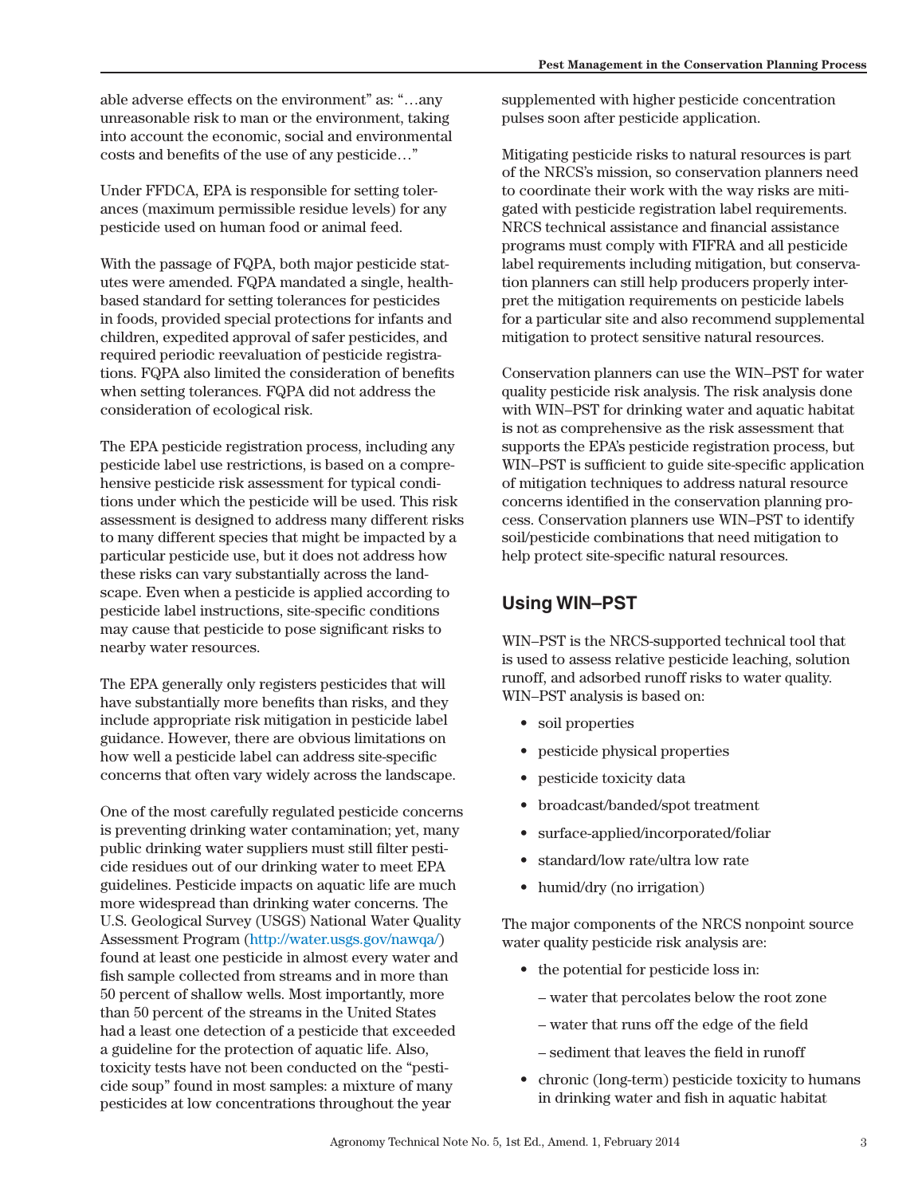able adverse effects on the environment" as: "…any unreasonable risk to man or the environment, taking into account the economic, social and environmental costs and benefits of the use of any pesticide…"

Under FFDCA, EPA is responsible for setting tolerances (maximum permissible residue levels) for any pesticide used on human food or animal feed.

With the passage of FQPA, both major pesticide statutes were amended. FQPA mandated a single, health-based standard for setting tolerances for pesticides in foods, provided special protections for infants and children, expedited approval of safer pesticides, and required periodic reevaluation of pesticide registrations. FQPA also limited the consideration of benefits when setting tolerances. FQPA did not address the consideration of ecological risk.

The EPA pesticide registration process, including any pesticide label use restrictions, is based on a comprehensive pesticide risk assessment for typical conditions under which the pesticide will be used. This risk assessment is designed to address many different risks to many different species that might be impacted by a particular pesticide use, but it does not address how these risks can vary substantially across the landscape. Even when a pesticide is applied according to pesticide label instructions, site-specific conditions may cause that pesticide to pose significant risks to nearby water resources.

The EPA generally only registers pesticides that will have substantially more benefits than risks, and they include appropriate risk mitigation in pesticide label guidance. However, there are obvious limitations on how well a pesticide label can address site-specific concerns that often vary widely across the landscape.

One of the most carefully regulated pesticide concerns is preventing drinking water contamination; yet, many public drinking water suppliers must still filter pesticide residues out of our drinking water to meet EPA guidelines. Pesticide impacts on aquatic life are much more widespread than drinking water concerns. The U.S. Geological Survey (USGS) National Water Quality Assessment Program (http://water.usgs.gov/nawqa/) found at least one pesticide in almost every water and fish sample collected from streams and in more than 50 percent of shallow wells. Most importantly, more than 50 percent of the streams in the United States had a least one detection of a pesticide that exceeded a guideline for the protection of aquatic life. Also, toxicity tests have not been conducted on the "pesticide soup" found in most samples: a mixture of many pesticides at low concentrations throughout the year supplemented with higher pesticide concentration pulses soon after pesticide application.

Mitigating pesticide risks to natural resources is part of the NRCS's mission, so conservation planners need to coordinate their work with the way risks are mitigated with pesticide registration label requirements. NRCS technical assistance and financial assistance programs must comply with FIFRA and all pesticide label requirements including mitigation, but conservation planners can still help producers properly interpret the mitigation requirements on pesticide labels for a particular site and also recommend supplemental mitigation to protect sensitive natural resources.

Conservation planners can use the WIN–PST for water quality pesticide risk analysis. The risk analysis done with WIN–PST for drinking water and aquatic habitat is not as comprehensive as the risk assessment that supports the EPA's pesticide registration process, but WIN–PST is sufficient to guide site-specific application of mitigation techniques to address natural resource concerns identified in the conservation planning process. Conservation planners use WIN–PST to identify soil/pesticide combinations that need mitigation to help protect site-specific natural resources.

## Using WIN–PST

WIN–PST is the NRCS-supported technical tool that is used to assess relative pesticide leaching, solution runoff, and adsorbed runoff risks to water quality. WIN–PST analysis is based on:

- soil properties
- pesticide physical properties
- pesticide toxicity data
- broadcast/banded/spot treatment
- surface-applied/incorporated/foliar
- standard/low rate/ultra low rate
- humid/dry (no irrigation)

The major components of the NRCS nonpoint source water quality pesticide risk analysis are:

- the potential for pesticide loss in:
  - water that percolates below the root zone
  - water that runs off the edge of the field
  - sediment that leaves the field in runoff
- chronic (long-term) pesticide toxicity to humans in drinking water and fish in aquatic habitat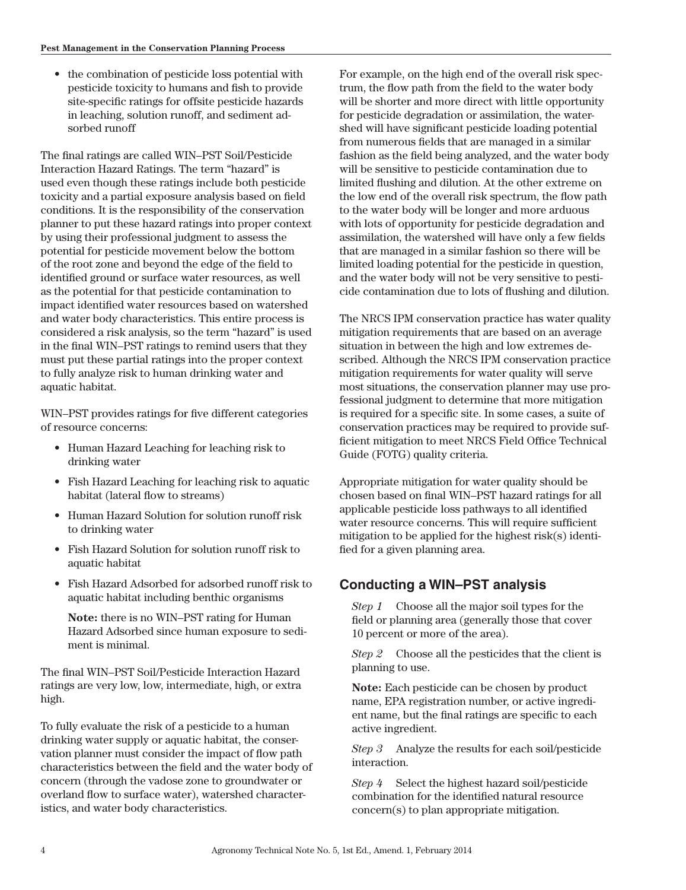- the combination of pesticide loss potential with pesticide toxicity to humans and fish to provide site-specific ratings for offsite pesticide hazards in leaching, solution runoff, and sediment adsorbed runoff

The final ratings are called WIN–PST Soil/Pesticide Interaction Hazard Ratings. The term "hazard" is used even though these ratings include both pesticide toxicity and a partial exposure analysis based on field conditions. It is the responsibility of the conservation planner to put these hazard ratings into proper context by using their professional judgment to assess the potential for pesticide movement below the bottom of the root zone and beyond the edge of the field to identified ground or surface water resources, as well as the potential for that pesticide contamination to impact identified water resources based on watershed and water body characteristics. This entire process is considered a risk analysis, so the term "hazard" is used in the final WIN–PST ratings to remind users that they must put these partial ratings into the proper context to fully analyze risk to human drinking water and aquatic habitat.

WIN–PST provides ratings for five different categories of resource concerns:

- Human Hazard Leaching for leaching risk to drinking water
- Fish Hazard Leaching for leaching risk to aquatic habitat (lateral flow to streams)
- Human Hazard Solution for solution runoff risk to drinking water
- Fish Hazard Solution for solution runoff risk to aquatic habitat
- Fish Hazard Adsorbed for adsorbed runoff risk to aquatic habitat including benthic organisms

  **Note:** there is no WIN–PST rating for Human Hazard Adsorbed since human exposure to sediment is minimal.

The final WIN–PST Soil/Pesticide Interaction Hazard ratings are very low, low, intermediate, high, or extra high.

To fully evaluate the risk of a pesticide to a human drinking water supply or aquatic habitat, the conservation planner must consider the impact of flow path characteristics between the field and the water body of concern (through the vadose zone to groundwater or overland flow to surface water), watershed characteristics, and water body characteristics.

For example, on the high end of the overall risk spectrum, the flow path from the field to the water body will be shorter and more direct with little opportunity for pesticide degradation or assimilation, the watershed will have significant pesticide loading potential from numerous fields that are managed in a similar fashion as the field being analyzed, and the water body will be sensitive to pesticide contamination due to limited flushing and dilution. At the other extreme on the low end of the overall risk spectrum, the flow path to the water body will be longer and more arduous with lots of opportunity for pesticide degradation and assimilation, the watershed will have only a few fields that are managed in a similar fashion so there will be limited loading potential for the pesticide in question, and the water body will not be very sensitive to pesticide contamination due to lots of flushing and dilution.

The NRCS IPM conservation practice has water quality mitigation requirements that are based on an average situation in between the high and low extremes described. Although the NRCS IPM conservation practice mitigation requirements for water quality will serve most situations, the conservation planner may use professional judgment to determine that more mitigation is required for a specific site. In some cases, a suite of conservation practices may be required to provide sufficient mitigation to meet NRCS Field Office Technical Guide (FOTG) quality criteria.

Appropriate mitigation for water quality should be chosen based on final WIN–PST hazard ratings for all applicable pesticide loss pathways to all identified water resource concerns. This will require sufficient mitigation to be applied for the highest risk(s) identified for a given planning area.

## Conducting a WIN–PST analysis

*Step 1* Choose all the major soil types for the field or planning area (generally those that cover 10 percent or more of the area).

*Step 2* Choose all the pesticides that the client is planning to use.

**Note:** Each pesticide can be chosen by product name, EPA registration number, or active ingredient name, but the final ratings are specific to each active ingredient.

*Step 3* Analyze the results for each soil/pesticide interaction.

*Step 4* Select the highest hazard soil/pesticide combination for the identified natural resource concern(s) to plan appropriate mitigation.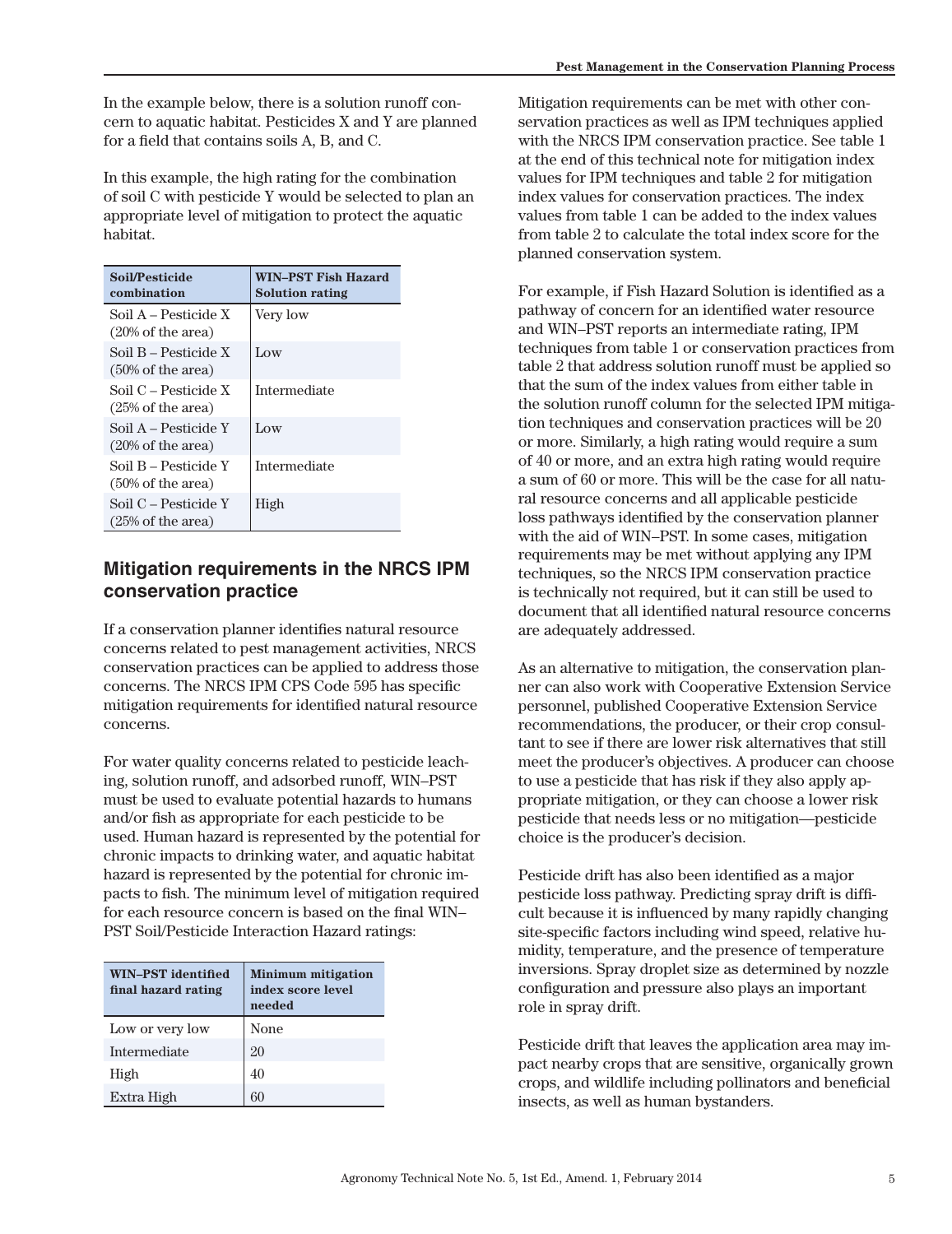In the example below, there is a solution runoff concern to aquatic habitat. Pesticides X and Y are planned for a field that contains soils A, B, and C.

In this example, the high rating for the combination of soil C with pesticide Y would be selected to plan an appropriate level of mitigation to protect the aquatic habitat.

| Soil/Pesticide combination | WIN–PST Fish Hazard Solution rating |
|---|---|
| Soil A – Pesticide X (20% of the area) | Very low |
| Soil B – Pesticide X (50% of the area) | Low |
| Soil C – Pesticide X (25% of the area) | Intermediate |
| Soil A – Pesticide Y (20% of the area) | Low |
| Soil B – Pesticide Y (50% of the area) | Intermediate |
| Soil C – Pesticide Y (25% of the area) | High |

## Mitigation requirements in the NRCS IPM conservation practice

If a conservation planner identifies natural resource concerns related to pest management activities, NRCS conservation practices can be applied to address those concerns. The NRCS IPM CPS Code 595 has specific mitigation requirements for identified natural resource concerns.

For water quality concerns related to pesticide leaching, solution runoff, and adsorbed runoff, WIN–PST must be used to evaluate potential hazards to humans and/or fish as appropriate for each pesticide to be used. Human hazard is represented by the potential for chronic impacts to drinking water, and aquatic habitat hazard is represented by the potential for chronic impacts to fish. The minimum level of mitigation required for each resource concern is based on the final WIN–PST Soil/Pesticide Interaction Hazard ratings:

| WIN–PST identified final hazard rating | Minimum mitigation index score level needed |
|---|---|
| Low or very low | None |
| Intermediate | 20 |
| High | 40 |
| Extra High | 60 |

Mitigation requirements can be met with other conservation practices as well as IPM techniques applied with the NRCS IPM conservation practice. See table 1 at the end of this technical note for mitigation index values for IPM techniques and table 2 for mitigation index values for conservation practices. The index values from table 1 can be added to the index values from table 2 to calculate the total index score for the planned conservation system.

For example, if Fish Hazard Solution is identified as a pathway of concern for an identified water resource and WIN–PST reports an intermediate rating, IPM techniques from table 1 or conservation practices from table 2 that address solution runoff must be applied so that the sum of the index values from either table in the solution runoff column for the selected IPM mitigation techniques and conservation practices will be 20 or more. Similarly, a high rating would require a sum of 40 or more, and an extra high rating would require a sum of 60 or more. This will be the case for all natural resource concerns and all applicable pesticide loss pathways identified by the conservation planner with the aid of WIN–PST. In some cases, mitigation requirements may be met without applying any IPM techniques, so the NRCS IPM conservation practice is technically not required, but it can still be used to document that all identified natural resource concerns are adequately addressed.

As an alternative to mitigation, the conservation planner can also work with Cooperative Extension Service personnel, published Cooperative Extension Service recommendations, the producer, or their crop consultant to see if there are lower risk alternatives that still meet the producer's objectives. A producer can choose to use a pesticide that has risk if they also apply appropriate mitigation, or they can choose a lower risk pesticide that needs less or no mitigation—pesticide choice is the producer's decision.

Pesticide drift has also been identified as a major pesticide loss pathway. Predicting spray drift is difficult because it is influenced by many rapidly changing site-specific factors including wind speed, relative humidity, temperature, and the presence of temperature inversions. Spray droplet size as determined by nozzle configuration and pressure also plays an important role in spray drift.

Pesticide drift that leaves the application area may impact nearby crops that are sensitive, organically grown crops, and wildlife including pollinators and beneficial insects, as well as human bystanders.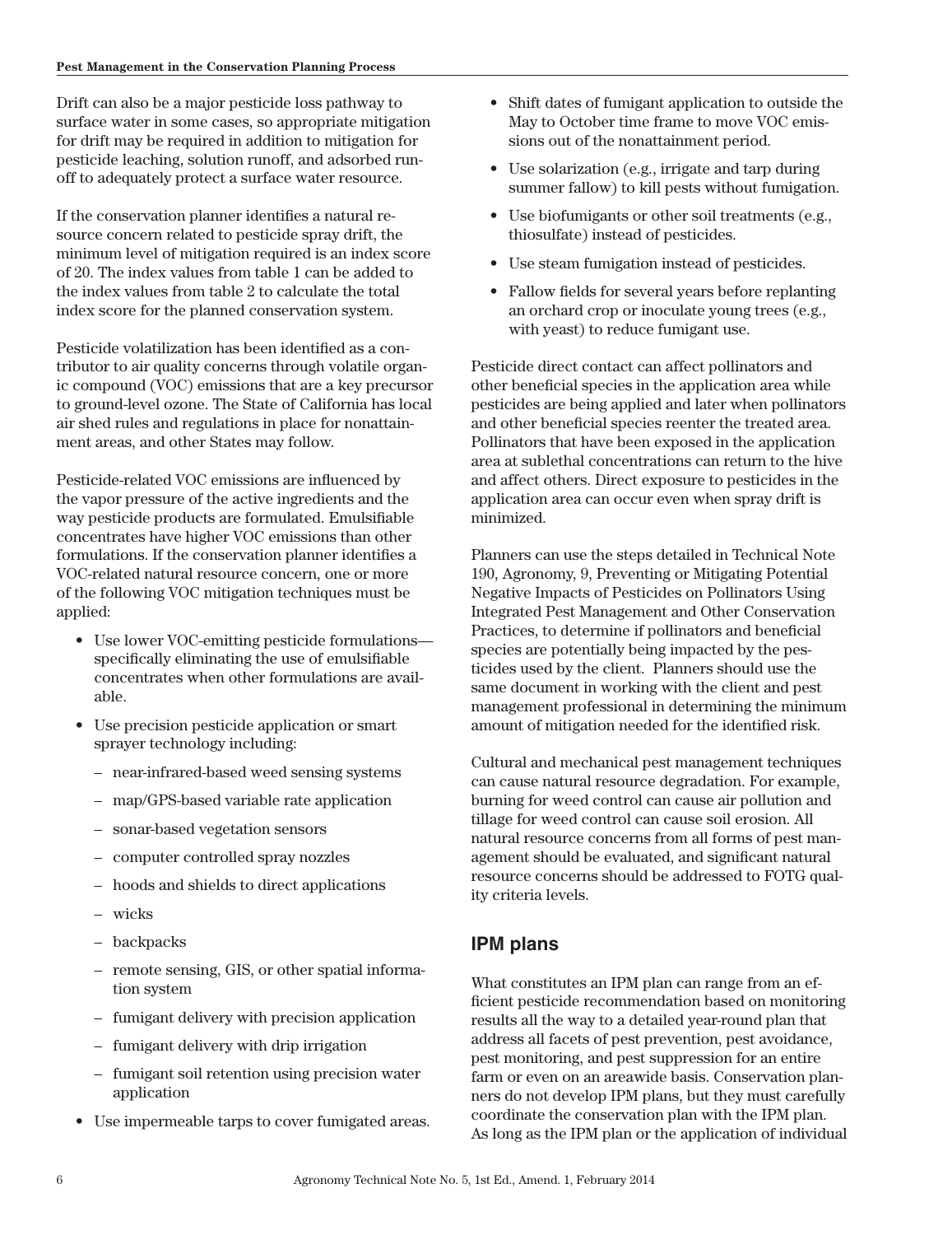Drift can also be a major pesticide loss pathway to surface water in some cases, so appropriate mitigation for drift may be required in addition to mitigation for pesticide leaching, solution runoff, and adsorbed runoff to adequately protect a surface water resource.

If the conservation planner identifies a natural resource concern related to pesticide spray drift, the minimum level of mitigation required is an index score of 20. The index values from table 1 can be added to the index values from table 2 to calculate the total index score for the planned conservation system.

Pesticide volatilization has been identified as a contributor to air quality concerns through volatile organic compound (VOC) emissions that are a key precursor to ground-level ozone. The State of California has local air shed rules and regulations in place for nonattainment areas, and other States may follow.

Pesticide-related VOC emissions are influenced by the vapor pressure of the active ingredients and the way pesticide products are formulated. Emulsifiable concentrates have higher VOC emissions than other formulations. If the conservation planner identifies a VOC-related natural resource concern, one or more of the following VOC mitigation techniques must be applied:

- Use lower VOC-emitting pesticide formulations—specifically eliminating the use of emulsifiable concentrates when other formulations are available.
- Use precision pesticide application or smart sprayer technology including:
  - near-infrared-based weed sensing systems
  - map/GPS-based variable rate application
  - sonar-based vegetation sensors
  - computer controlled spray nozzles
  - hoods and shields to direct applications
  - wicks
  - backpacks
  - remote sensing, GIS, or other spatial information system
  - fumigant delivery with precision application
  - fumigant delivery with drip irrigation
  - fumigant soil retention using precision water application
- Use impermeable tarps to cover fumigated areas.
- Shift dates of fumigant application to outside the May to October time frame to move VOC emissions out of the nonattainment period.
- Use solarization (e.g., irrigate and tarp during summer fallow) to kill pests without fumigation.
- Use biofumigants or other soil treatments (e.g., thiosulfate) instead of pesticides.
- Use steam fumigation instead of pesticides.
- Fallow fields for several years before replanting an orchard crop or inoculate young trees (e.g., with yeast) to reduce fumigant use.

Pesticide direct contact can affect pollinators and other beneficial species in the application area while pesticides are being applied and later when pollinators and other beneficial species reenter the treated area. Pollinators that have been exposed in the application area at sublethal concentrations can return to the hive and affect others. Direct exposure to pesticides in the application area can occur even when spray drift is minimized.

Planners can use the steps detailed in Technical Note 190, Agronomy, 9, Preventing or Mitigating Potential Negative Impacts of Pesticides on Pollinators Using Integrated Pest Management and Other Conservation Practices, to determine if pollinators and beneficial species are potentially being impacted by the pesticides used by the client. Planners should use the same document in working with the client and pest management professional in determining the minimum amount of mitigation needed for the identified risk.

Cultural and mechanical pest management techniques can cause natural resource degradation. For example, burning for weed control can cause air pollution and tillage for weed control can cause soil erosion. All natural resource concerns from all forms of pest management should be evaluated, and significant natural resource concerns should be addressed to FOTG quality criteria levels.

## IPM plans

What constitutes an IPM plan can range from an efficient pesticide recommendation based on monitoring results all the way to a detailed year-round plan that address all facets of pest prevention, pest avoidance, pest monitoring, and pest suppression for an entire farm or even on an areawide basis. Conservation planners do not develop IPM plans, but they must carefully coordinate the conservation plan with the IPM plan. As long as the IPM plan or the application of individual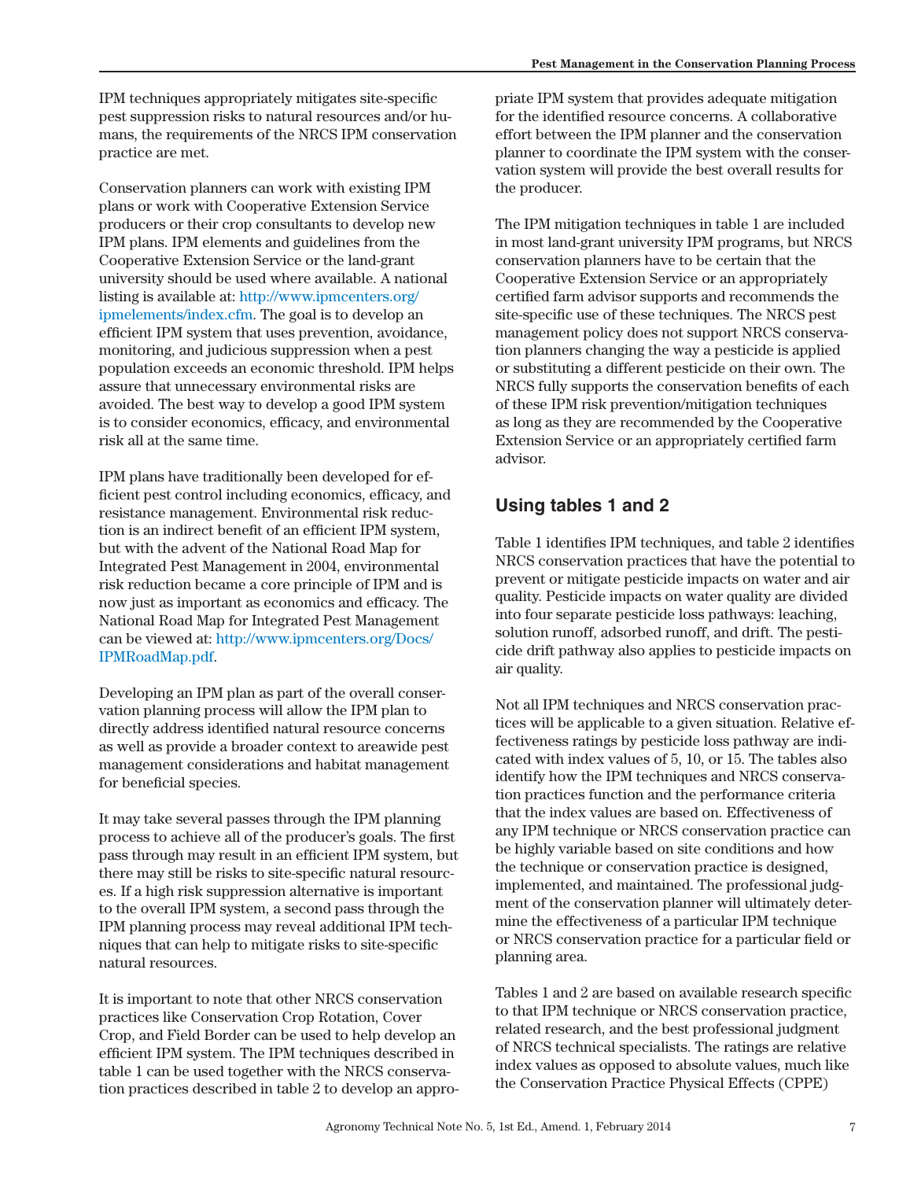IPM techniques appropriately mitigates site-specific pest suppression risks to natural resources and/or humans, the requirements of the NRCS IPM conservation practice are met.

Conservation planners can work with existing IPM plans or work with Cooperative Extension Service producers or their crop consultants to develop new IPM plans. IPM elements and guidelines from the Cooperative Extension Service or the land-grant university should be used where available. A national listing is available at: http://www.ipmcenters.org/ipmelements/index.cfm. The goal is to develop an efficient IPM system that uses prevention, avoidance, monitoring, and judicious suppression when a pest population exceeds an economic threshold. IPM helps assure that unnecessary environmental risks are avoided. The best way to develop a good IPM system is to consider economics, efficacy, and environmental risk all at the same time.

IPM plans have traditionally been developed for efficient pest control including economics, efficacy, and resistance management. Environmental risk reduction is an indirect benefit of an efficient IPM system, but with the advent of the National Road Map for Integrated Pest Management in 2004, environmental risk reduction became a core principle of IPM and is now just as important as economics and efficacy. The National Road Map for Integrated Pest Management can be viewed at: http://www.ipmcenters.org/Docs/IPMRoadMap.pdf.

Developing an IPM plan as part of the overall conservation planning process will allow the IPM plan to directly address identified natural resource concerns as well as provide a broader context to areawide pest management considerations and habitat management for beneficial species.

It may take several passes through the IPM planning process to achieve all of the producer's goals. The first pass through may result in an efficient IPM system, but there may still be risks to site-specific natural resources. If a high risk suppression alternative is important to the overall IPM system, a second pass through the IPM planning process may reveal additional IPM techniques that can help to mitigate risks to site-specific natural resources.

It is important to note that other NRCS conservation practices like Conservation Crop Rotation, Cover Crop, and Field Border can be used to help develop an efficient IPM system. The IPM techniques described in table 1 can be used together with the NRCS conservation practices described in table 2 to develop an appropriate IPM system that provides adequate mitigation for the identified resource concerns. A collaborative effort between the IPM planner and the conservation planner to coordinate the IPM system with the conservation system will provide the best overall results for the producer.

The IPM mitigation techniques in table 1 are included in most land-grant university IPM programs, but NRCS conservation planners have to be certain that the Cooperative Extension Service or an appropriately certified farm advisor supports and recommends the site-specific use of these techniques. The NRCS pest management policy does not support NRCS conservation planners changing the way a pesticide is applied or substituting a different pesticide on their own. The NRCS fully supports the conservation benefits of each of these IPM risk prevention/mitigation techniques as long as they are recommended by the Cooperative Extension Service or an appropriately certified farm advisor.

## Using tables 1 and 2

Table 1 identifies IPM techniques, and table 2 identifies NRCS conservation practices that have the potential to prevent or mitigate pesticide impacts on water and air quality. Pesticide impacts on water quality are divided into four separate pesticide loss pathways: leaching, solution runoff, adsorbed runoff, and drift. The pesticide drift pathway also applies to pesticide impacts on air quality.

Not all IPM techniques and NRCS conservation practices will be applicable to a given situation. Relative effectiveness ratings by pesticide loss pathway are indicated with index values of 5, 10, or 15. The tables also identify how the IPM techniques and NRCS conservation practices function and the performance criteria that the index values are based on. Effectiveness of any IPM technique or NRCS conservation practice can be highly variable based on site conditions and how the technique or conservation practice is designed, implemented, and maintained. The professional judgment of the conservation planner will ultimately determine the effectiveness of a particular IPM technique or NRCS conservation practice for a particular field or planning area.

Tables 1 and 2 are based on available research specific to that IPM technique or NRCS conservation practice, related research, and the best professional judgment of NRCS technical specialists. The ratings are relative index values as opposed to absolute values, much like the Conservation Practice Physical Effects (CPPE)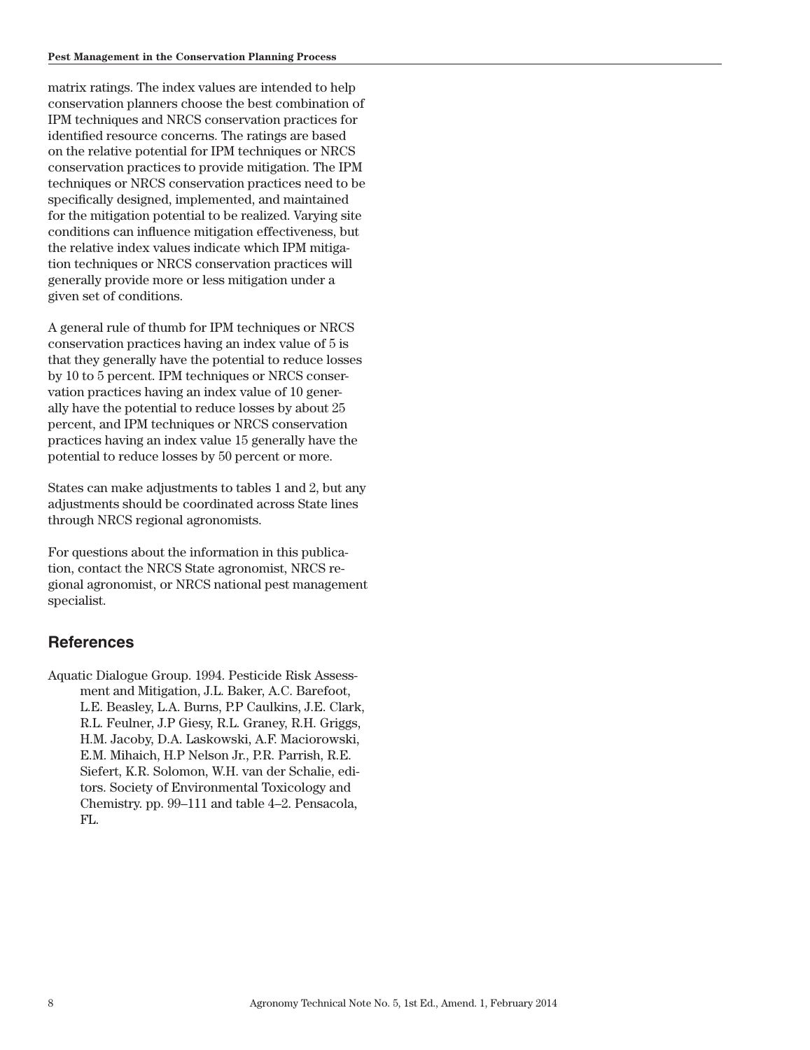matrix ratings. The index values are intended to help conservation planners choose the best combination of IPM techniques and NRCS conservation practices for identified resource concerns. The ratings are based on the relative potential for IPM techniques or NRCS conservation practices to provide mitigation. The IPM techniques or NRCS conservation practices need to be specifically designed, implemented, and maintained for the mitigation potential to be realized. Varying site conditions can influence mitigation effectiveness, but the relative index values indicate which IPM mitigation techniques or NRCS conservation practices will generally provide more or less mitigation under a given set of conditions.

A general rule of thumb for IPM techniques or NRCS conservation practices having an index value of 5 is that they generally have the potential to reduce losses by 10 to 5 percent. IPM techniques or NRCS conservation practices having an index value of 10 generally have the potential to reduce losses by about 25 percent, and IPM techniques or NRCS conservation practices having an index value 15 generally have the potential to reduce losses by 50 percent or more.

States can make adjustments to tables 1 and 2, but any adjustments should be coordinated across State lines through NRCS regional agronomists.

For questions about the information in this publication, contact the NRCS State agronomist, NRCS regional agronomist, or NRCS national pest management specialist.

## References

Aquatic Dialogue Group. 1994. Pesticide Risk Assessment and Mitigation, J.L. Baker, A.C. Barefoot, L.E. Beasley, L.A. Burns, P.P Caulkins, J.E. Clark, R.L. Feulner, J.P Giesy, R.L. Graney, R.H. Griggs, H.M. Jacoby, D.A. Laskowski, A.F. Maciorowski, E.M. Mihaich, H.P Nelson Jr., P.R. Parrish, R.E. Siefert, K.R. Solomon, W.H. van der Schalie, editors. Society of Environmental Toxicology and Chemistry. pp. 99–111 and table 4–2. Pensacola, FL.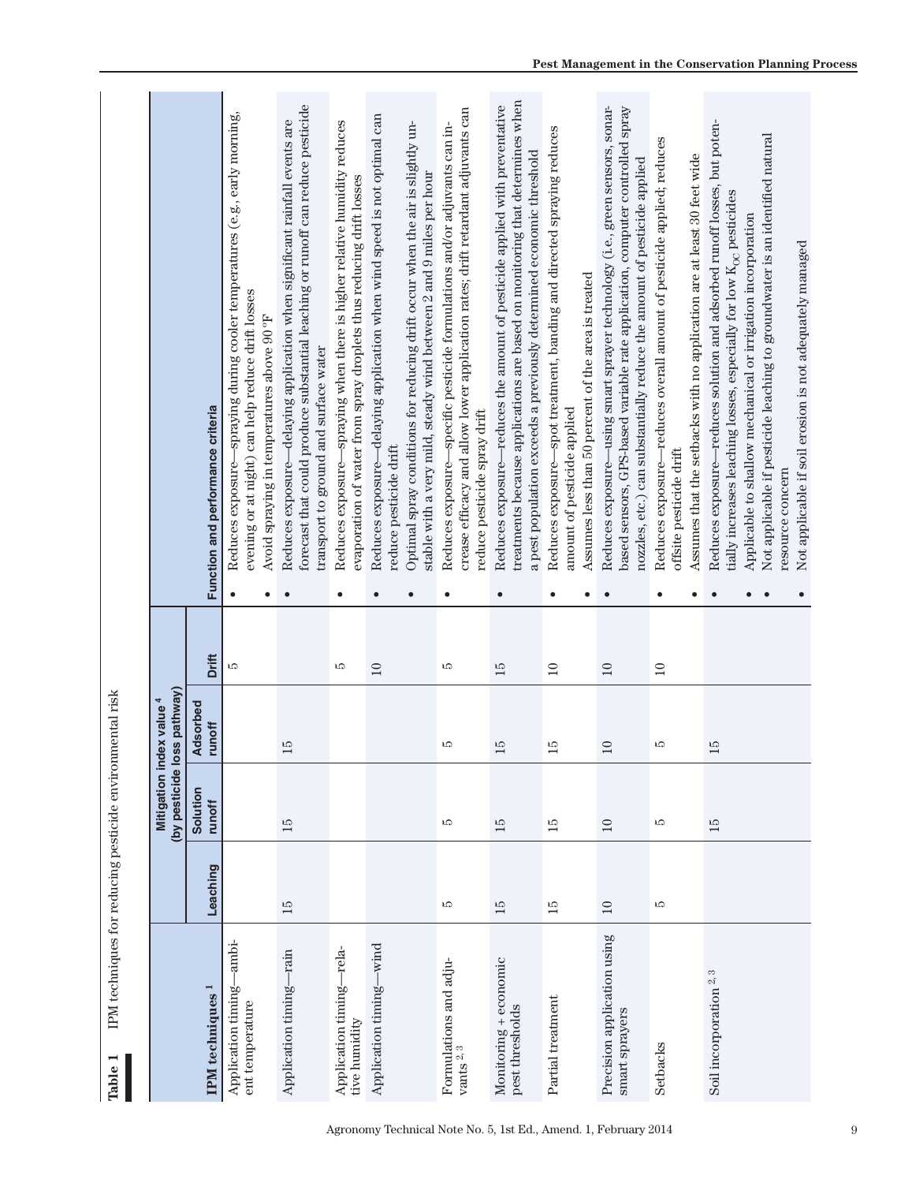**Table 1** IPM techniques for reducing pesticide environmental risk

| IPM techniques [1] | Mitigation index value [4] (by pesticide loss pathway) | | | | Function and performance criteria |
|---|---|---|---|---|---|
| | Leaching | Solution runoff | Adsorbed runoff | Drift | |
| Application timing—ambient temperature | | | | 5 | • Reduces exposure—spraying during cooler temperatures (e.g., early morning, evening or at night) can help reduce drift losses<br>• Avoid spraying in temperatures above 90 °F |
| Application timing—rain | 15 | 15 | 15 | | • Reduces exposure—delaying application when significant rainfall events are forecast that could produce substantial leaching or runoff can reduce pesticide transport to ground and surface water |
| Application timing—relative humidity | | | | 5 | • Reduces exposure—spraying when there is higher relative humidity reduces evaporation of water from spray droplets thus reducing drift losses |
| Application timing—wind | | | | 10 | • Reduces exposure—delaying application when wind speed is not optimal can reduce pesticide drift<br>• Optimal spray conditions for reducing drift occur when the air is slightly unstable with a very mild, steady wind between 2 and 9 miles per hour |
| Formulations and adjuvants [2,3] | 5 | 5 | 5 | 5 | • Reduces exposure—specific pesticide formulations and/or adjuvants can increase efficacy and allow lower application rates; drift retardant adjuvants can reduce pesticide spray drift |
| Monitoring + economic pest thresholds | 15 | 15 | 15 | 15 | • Reduces exposure—reduces the amount of pesticide applied with preventative treatments because applications are based on monitoring that determines when a pest population exceeds a previously determined economic threshold |
| Partial treatment | 15 | 15 | 15 | 10 | • Reduces exposure—spot treatment, banding and directed spraying reduces amount of pesticide applied<br>• Assumes less than 50 percent of the area is treated |
| Precision application using smart sprayers | 10 | 10 | 10 | 10 | • Reduces exposure—using smart sprayer technology (i.e., green sensors, sonar-based sensors, GPS-based variable rate application, computer controlled spray nozzles, etc.) can substantially reduce the amount of pesticide applied |
| Setbacks | 5 | 5 | 5 | 10 | • Reduces exposure—reduces overall amount of pesticide applied; reduces offsite pesticide drift<br>• Assumes that the setbacks with no application are at least 30 feet wide |
| Soil incorporation [2,3] | | 15 | 15 | | • Reduces exposure—reduces solution and adsorbed runoff losses, but potentially increases leaching losses, especially for low $K_{OC}$ pesticides<br>• Applicable to shallow mechanical or irrigation incorporation<br>• Not applicable if pesticide leaching to groundwater is an identified natural resource concern<br>• Not applicable if soil erosion is not adequately managed |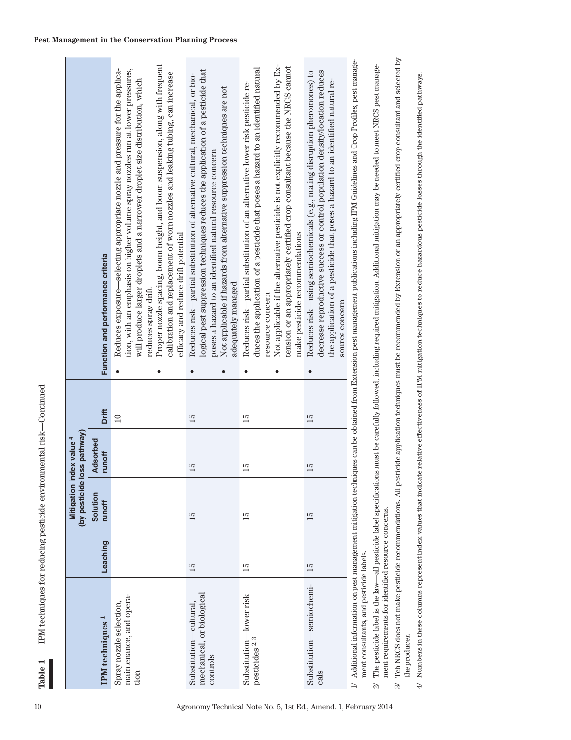**Table 1** IPM techniques for reducing pesticide environmental risk—Continued

| IPM techniques [1] | Mitigation index value [4] (by pesticide loss pathway) | | | | Function and performance criteria |
|---|---|---|---|---|---|
| | Leaching | Solution runoff | Adsorbed runoff | Drift | |
| Spray nozzle selection, maintenance, and operation | | | | 10 | • Reduces exposure—selecting appropriate nozzle and pressure for the application, with an emphasis on higher volume spray nozzles run at lower pressures, will produce larger droplets and a narrower droplet size distribution, which reduces spray drift<br>• Proper nozzle spacing, boom height, and boom suspension, along with frequent calibration and replacement of worn nozzles and leaking tubing, can increase efficacy and reduce drift potential |
| Substitution—cultural, mechanical, or biological controls | 15 | 15 | 15 | 15 | • Reduces risk—partial substitution of alternative cultural, mechanical, or biological pest suppression techniques reduces the application of a pesticide that poses a hazard to an identified natural resource concern<br>• Not applicable if hazards from alternative suppression techniques are not adequately managed |
| Substitution—lower risk pesticides [2,3] | 15 | 15 | 15 | 15 | • Reduces risk—partial substitution of an alternative lower risk pesticide reduces the application of a pesticide that poses a hazard to an identified natural resource concern<br>• Not applicable if the alternative pesticide is not explicitly recommended by Extension or an appropriately certified crop consultant because the NRCS cannot make pesticide recommendations |
| Substitution—semiochemicals | 15 | 15 | 15 | 15 | • Reduces risk—using semiochemicals (e.g., mating disruption pheromones) to decrease reproductive success or control population density/location reduces the application of a pesticide that poses a hazard to an identified natural resource concern |

1/ Additional information on pest management mitigation techniques can be obtained from Extension pest management publications including IPM Guidelines and Crop Profiles, pest management consultants, and pesticide labels.

2/ The pesticide label is the law—all pesticide label specifications must be carefully followed, including required mitigation. Additional mitigation may be needed to meet NRCS pest management requirements for identified resource concerns.

3/ Teh NRCS does not make pesticide recommendations. All pesticide application techniques must be recommended by Extension or an appropriately certified crop consultant and selected by the producer.

4/ Numbers in these columns represent index values that indicate relative effectiveness of IPM mitigation techniques to reduce hazardous pesticide losses through the identified pathways.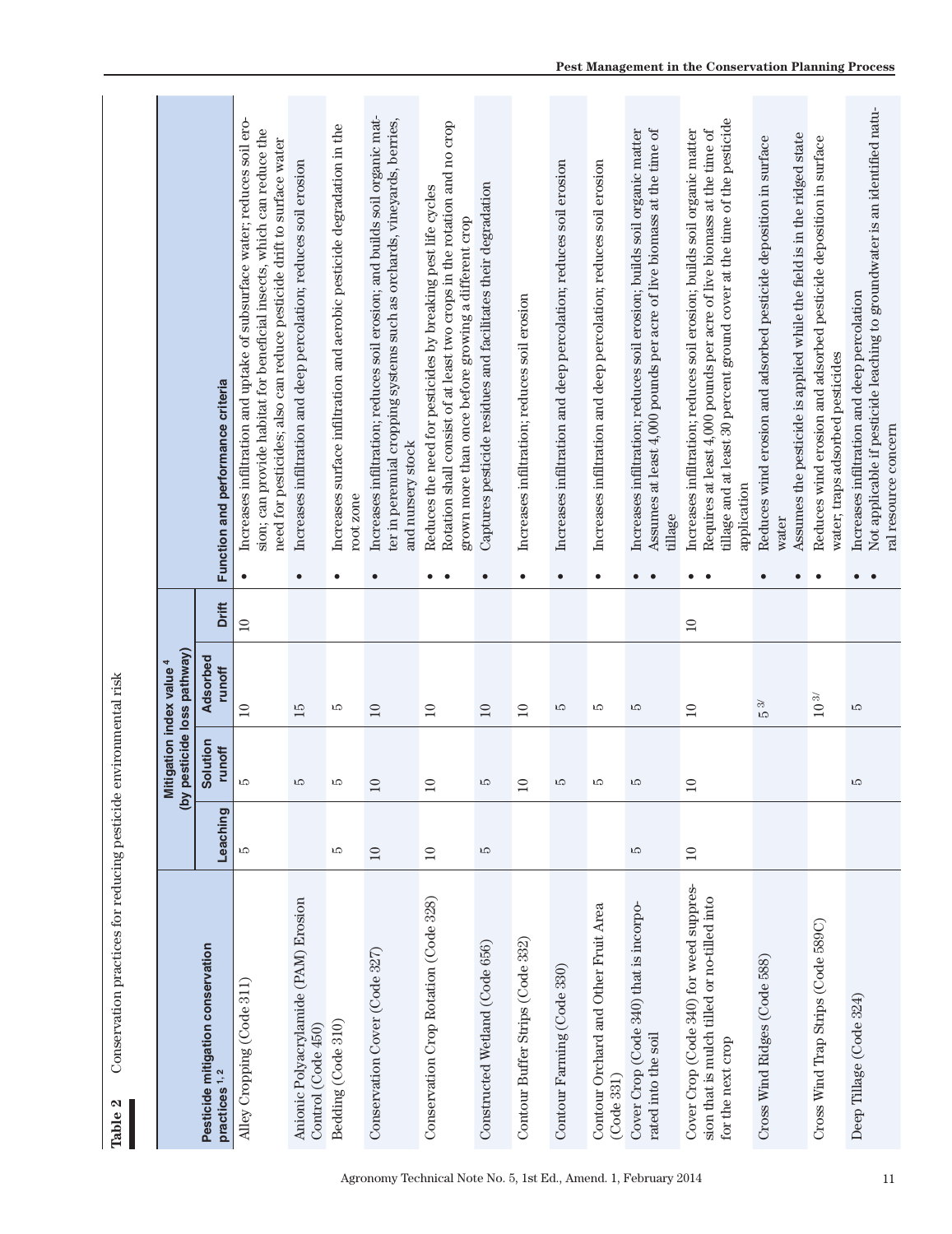**Table 2** Conservation practices for reducing pesticide environmental risk

| Pesticide mitigation conservation practices [1, 2] | Mitigation index value [4] (by pesticide loss pathway) | | | | Function and performance criteria |
|---|---|---|---|---|---|
| | Leaching | Solution runoff | Adsorbed runoff | Drift | |
| Alley Cropping (Code 311) | 5 | 5 | 10 | 10 | • Increases infiltration and uptake of subsurface water; reduces soil erosion; can provide habitat for beneficial insects, which can reduce the need for pesticides; also can reduce pesticide drift to surface water |
| Anionic Polyacrylamide (PAM) Erosion Control (Code 450) | | 5 | 15 | | • Increases infiltration and deep percolation; reduces soil erosion |
| Bedding (Code 310) | 5 | 5 | 5 | | • Increases surface infiltration and aerobic pesticide degradation in the root zone |
| Conservation Cover (Code 327) | 10 | 10 | 10 | | • Increases infiltration; reduces soil erosion; and builds soil organic matter in perennial cropping systems such as orchards, vineyards, berries, and nursery stock |
| Conservation Crop Rotation (Code 328) | 10 | 10 | 10 | | • Reduces the need for pesticides by breaking pest life cycles<br>• Rotation shall consist of at least two crops in the rotation and no crop grown more than once before growing a different crop |
| Constructed Wetland (Code 656) | 5 | 5 | 10 | | • Captures pesticide residues and facilitates their degradation |
| Contour Buffer Strips (Code 332) | | 10 | 10 | | • Increases infiltration; reduces soil erosion |
| Contour Farming (Code 330) | | 5 | 5 | | • Increases infiltration and deep percolation; reduces soil erosion |
| Contour Orchard and Other Fruit Area (Code 331) | | 5 | 5 | | • Increases infiltration and deep percolation; reduces soil erosion |
| Cover Crop (Code 340) that is incorporated into the soil | 5 | 5 | 5 | | • Increases infiltration; reduces soil erosion; builds soil organic matter<br>• Assumes at least 4,000 pounds per acre of live biomass at the time of tillage |
| Cover Crop (Code 340) for weed suppression that is mulch tilled or no-tilled into for the next crop | 10 | 10 | 10 | 10 | • Increases infiltration; reduces soil erosion; builds soil organic matter<br>• Requires at least 4,000 pounds per acre of live biomass at the time of tillage and at least 30 percent ground cover at the time of the pesticide application |
| Cross Wind Ridges (Code 588) | | | 5 [3/] | | • Reduces wind erosion and adsorbed pesticide deposition in surface water<br>• Assumes the pesticide is applied while the field is in the ridged state |
| Cross Wind Trap Strips (Code 589C) | | | 10 [3/] | | • Reduces wind erosion and adsorbed pesticide deposition in surface water; traps adsorbed pesticides |
| Deep Tillage (Code 324) | | 5 | 5 | | • Increases infiltration and deep percolation<br>• Not applicable if pesticide leaching to groundwater is an identified natural resource concern |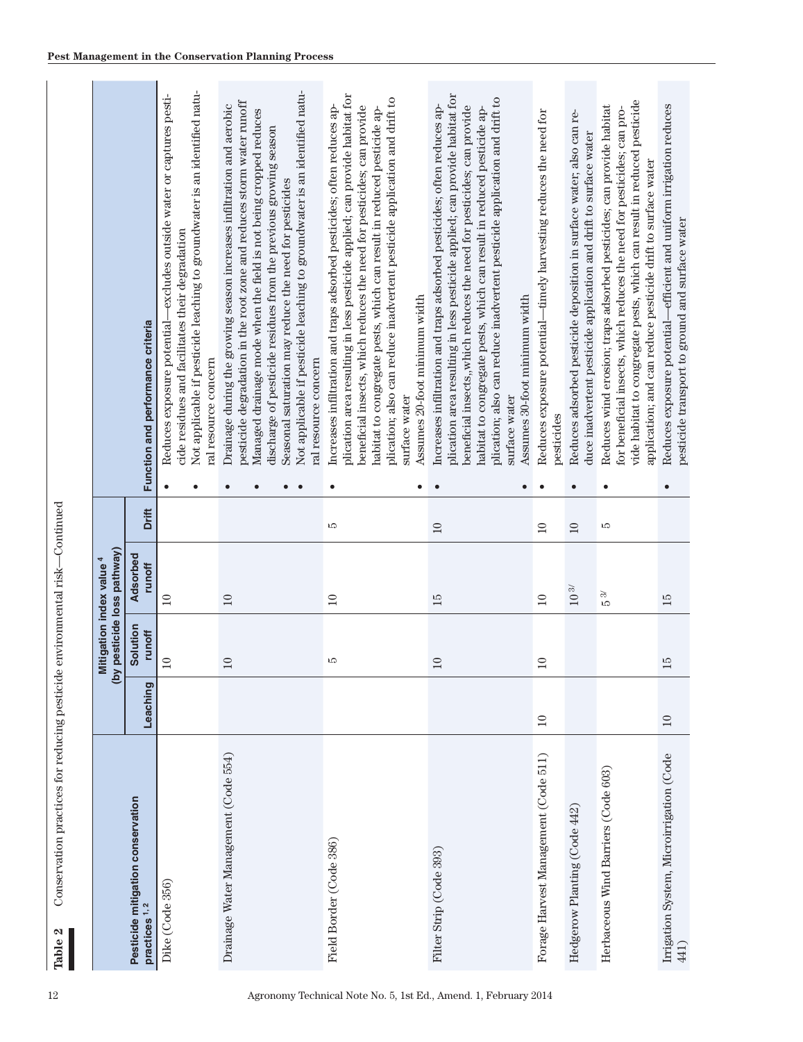**Pest Management in the Conservation Planning Process**

**Table 2** Conservation practices for reducing pesticide environmental risk—Continued

| Pesticide mitigation conservation practices [1,2] | Mitigation index value [4] (by pesticide loss pathway) | | | | Function and performance criteria |
|---|---|---|---|---|---|
| | Leaching | Solution runoff | Adsorbed runoff | Drift | |
| Dike (Code 356) | | 10 | 10 | | • Reduces exposure potential—excludes outside water or captures pesticide residues and facilitates their degradation<br>• Not applicable if pesticide leaching to groundwater is an identified natural resource concern |
| Drainage Water Management (Code 554) | | 10 | 10 | | • Drainage during the growing season increases infiltration and aerobic pesticide degradation in the root zone and reduces storm water runoff<br>• Managed drainage mode when the field is not being cropped reduces discharge of pesticide residues from the previous growing season<br>• Seasonal saturation may reduce the need for pesticides<br>• Not applicable if pesticide leaching to groundwater is an identified natural resource concern |
| Field Border (Code 386) | | 5 | 10 | 5 | • Increases infiltration and traps adsorbed pesticides; often reduces application area resulting in less pesticide applied; can provide habitat for beneficial insects, which reduces the need for pesticides; can provide habitat to congregate pests, which can result in reduced pesticide application; also can reduce inadvertent pesticide application and drift to surface water<br>• Assumes 20-foot minimum width |
| Filter Strip (Code 393) | | 10 | 15 | 10 | • Increases infiltration and traps adsorbed pesticides; often reduces application area resulting in less pesticide applied; can provide habitat for beneficial insects,,which reduces the need for pesticides; can provide habitat to congregate pests, which can result in reduced pesticide application; also can reduce inadvertent pesticide application and drift to surface water<br>• Assumes 30-foot minimum width |
| Forage Harvest Management (Code 511) | 10 | 10 | 10 | 10 | • Reduces exposure potential—timely harvesting reduces the need for pesticides |
| Hedgerow Planting (Code 442) | | | 10 [3/] | 10 | • Reduces adsorbed pesticide deposition in surface water; also can reduce inadvertent pesticide application and drift to surface water |
| Herbaceous Wind Barriers (Code 603) | | | 5 [3/] | 5 | • Reduces wind erosion; traps adsorbed pesticides; can provide habitat for beneficial insects, which reduces the need for pesticides; can provide habitat to congregate pests, which can result in reduced pesticide application; and can reduce pesticide drift to surface water |
| Irrigation System, Microirrigation (Code 441) | 10 | 15 | 15 | | • Reduces exposure potential—efficient and uniform irrigation reduces pesticide transport to ground and surface water |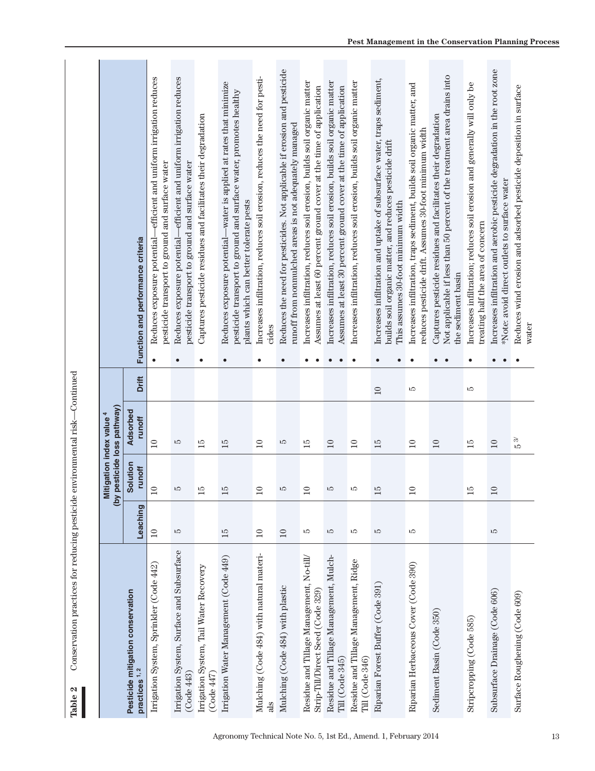**Table 2** Conservation practices for reducing pesticide environmental risk—Continued

| Pesticide mitigation conservation practices [1,2] | Mitigation index value [4] (by pesticide loss pathway) | | | | Function and performance criteria |
|---|---|---|---|---|---|
| | Leaching | Solution runoff | Adsorbed runoff | Drift | |
| Irrigation System, Sprinkler (Code 442) | 10 | 10 | 10 | | • Reduces exposure potential—efficient and uniform irrigation reduces pesticide transport to ground and surface water |
| Irrigation System, Surface and Subsurface (Code 443) | 5 | 5 | 5 | | • Reduces exposure potential—efficient and uniform irrigation reduces pesticide transport to ground and surface water |
| Irrigation System, Tail Water Recovery (Code 447) | | 15 | 15 | | • Captures pesticide residues and facilitates their degradation |
| Irrigation Water Management (Code 449) | 15 | 15 | 15 | | • Reduces exposure potential—water is applied at rates that minimize pesticide transport to ground and surface water, promotes healthy plants which can better tolerate pests |
| Mulching (Code 484) with natural materials | 10 | 10 | 10 | | • Increases infiltration, reduces soil erosion, reduces the need for pesticides |
| Mulching (Code 484) with plastic | 10 | 5 | 5 | | • Reduces the need for pesticides. Not applicable if erosion and pesticide runoff from nonmulched areas is not adequately managed |
| Residue and Tillage Management, No-till/Strip-Till/Direct Seed (Code 329) | 5 | 10 | 15 | | • Increases infiltration, reduces soil erosion, builds soil organic matter<br>• Assumes at least 60 percent ground cover at the time of application |
| Residue and Tillage Management, Mulch-Till (Code 345) | 5 | 5 | 10 | | • Increases infiltration, reduces soil erosion, builds soil organic matter<br>• Assumes at least 30 percent ground cover at the time of application |
| Residue and Tillage Management, Ridge Till (Code 346) | 5 | 5 | 10 | | • Increases infiltration, reduces soil erosion, builds soil organic matter |
| Riparian Forest Buffer (Code 391) | 5 | 15 | 15 | 10 | • Increases infiltration and uptake of subsurface water, traps sediment, builds soil organic matter, and reduces pesticide drift<br>• This assumes 30-foot minimum width |
| Riparian Herbaceous Cover (Code 390) | 5 | 10 | 10 | 5 | • Increases infiltration, traps sediment, builds soil organic matter, and reduces pesticide drift. Assumes 30-foot minimum width |
| Sediment Basin (Code 350) | | | 10 | | • Captures pesticide residues and facilitates their degradation<br>• Not applicable if less than 50 percent of the treatment area drains into the sediment basin |
| Stripcropping (Code 585) | | 15 | 15 | 5 | • Increases infiltration; reduces soil erosion and generally will only be treating half the area of concern |
| Subsurface Drainage (Code 606) | 5 | 10 | 10 | | • Increases infiltration and aerobic pesticide degradation in the root zone<br>• *Note: avoid direct outlets to surface water |
| Surface Roughening (Code 609) | | | 5 [3/] | | • Reduces wind erosion and adsorbed pesticide deposition in surface water |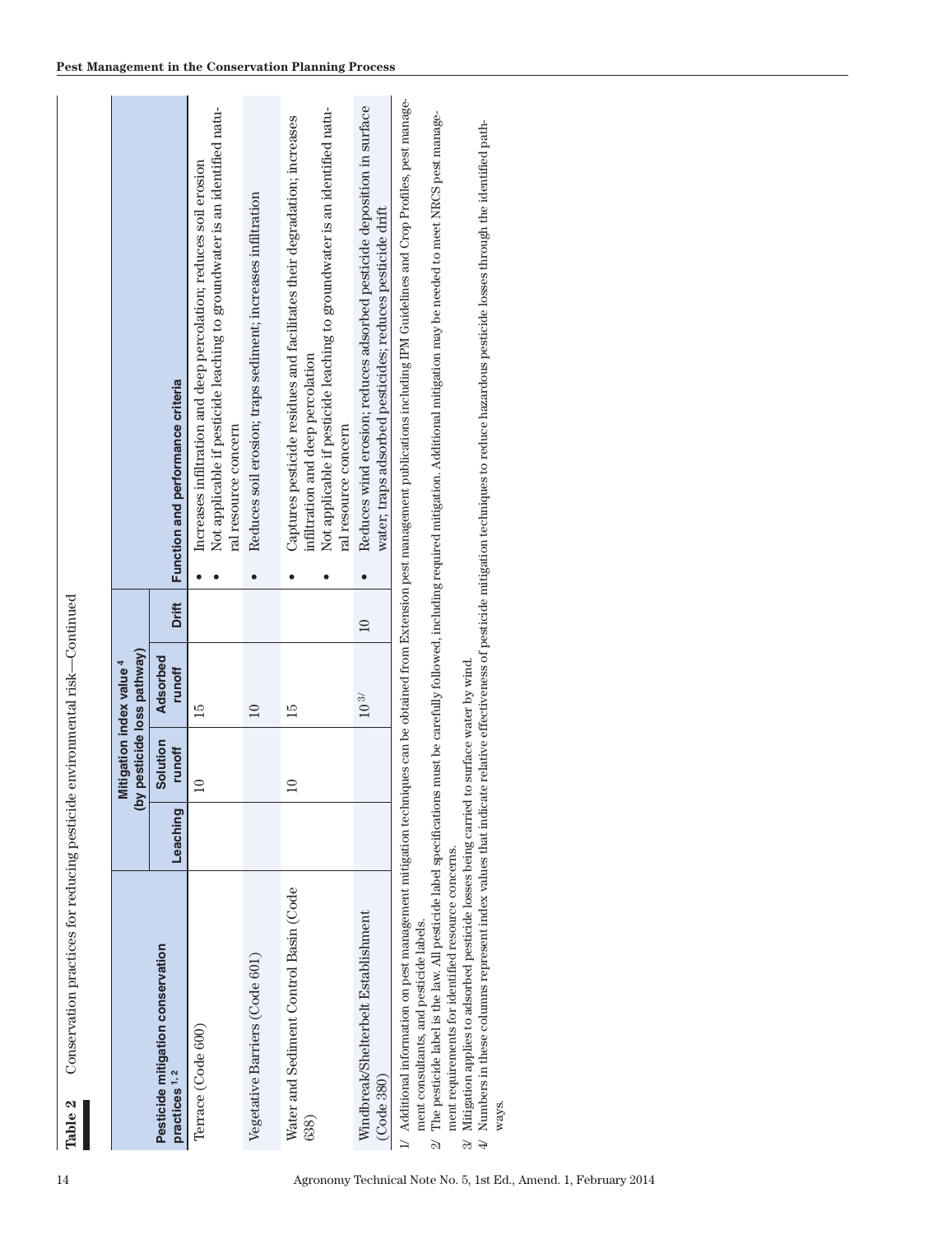**Table 2** Conservation practices for reducing pesticide environmental risk—Continued

| Pesticide mitigation conservation practices [1,2] | Mitigation index value [4] (by pesticide loss pathway) | | | | Function and performance criteria |
|---|---|---|---|---|---|
| | Leaching | Solution runoff | Adsorbed runoff | Drift | |
| Terrace (Code 600) | | 10 | 15 | | • Increases infiltration and deep percolation; reduces soil erosion<br>• Not applicable if pesticide leaching to groundwater is an identified natural resource concern |
| Vegetative Barriers (Code 601) | | | 10 | | • Reduces soil erosion; traps sediment; increases infiltration |
| Water and Sediment Control Basin (Code 638) | | 10 | 15 | | • Captures pesticide residues and facilitates their degradation; increases infiltration and deep percolation<br>• Not applicable if pesticide leaching to groundwater is an identified natural resource concern |
| Windbreak/Shelterbelt Establishment (Code 380) | | | 10 [3] | 10 | • Reduces wind erosion; reduces adsorbed pesticide deposition in surface water; traps adsorbed pesticides; reduces pesticide drift |

1/ Additional information on pest management mitigation techniques can be obtained from Extension pest management publications including IPM Guidelines and Crop Profiles, pest management consultants, and pesticide labels.

2/ The pesticide label is the law. All pesticide label specifications must be carefully followed, including required mitigation. Additional mitigation may be needed to meet NRCS pest management requirements for identified resource concerns.

3/ Mitigation applies to adsorbed pesticide losses being carried to surface water by wind.

4/ Numbers in these columns represent index values that indicate relative effectiveness of pesticide mitigation techniques to reduce hazardous pesticide losses through the identified pathways.